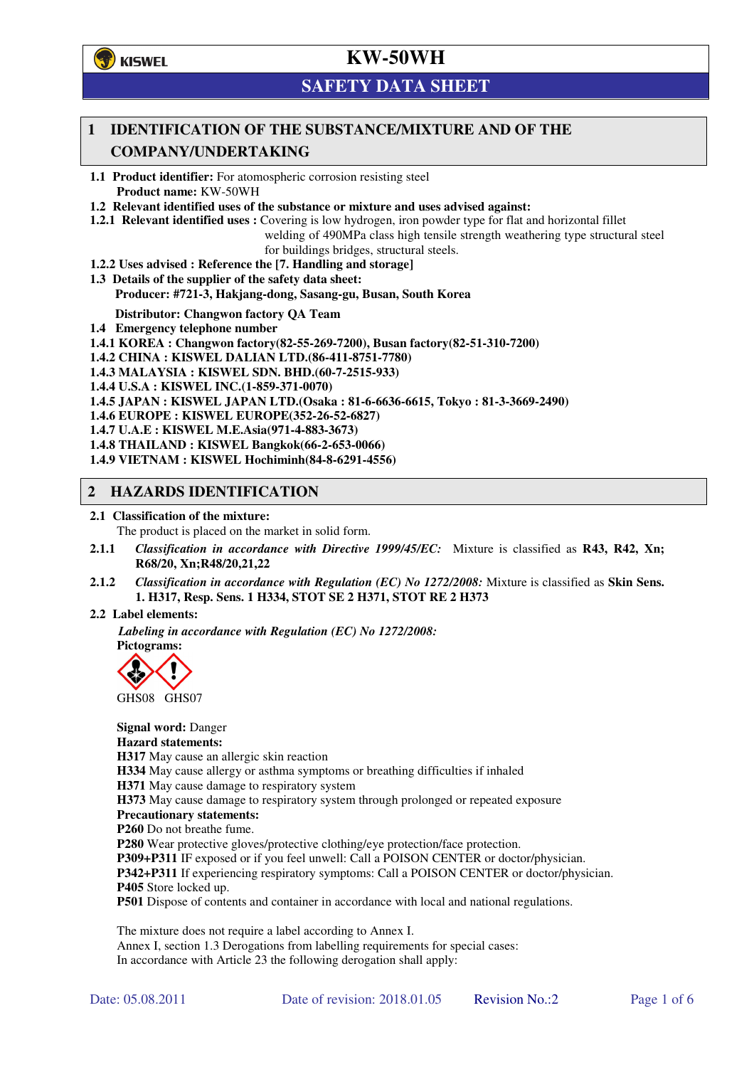# KW-50WH

## SAFETY DATA SHEET

## 1 IDENTIFICATION OF THE SUBSTANCE/MIXTURE AND OF THE COMPANY/UNDERTAKING

**1.1 Product identifier:** For atomospheric corrosion resisting steel
**Product name:** KW-50WH

**1.2 Relevant identified uses of the substance or mixture and uses advised against:**

**1.2.1 Relevant identified uses :** Covering is low hydrogen, iron powder type for flat and horizontal fillet welding of 490MPa class high tensile strength weathering type structural steel for buildings bridges, structural steels.

**1.2.2 Uses advised : Reference the [7. Handling and storage]**

**1.3 Details of the supplier of the safety data sheet:**
**Producer: #721-3, Hakjang-dong, Sasang-gu, Busan, South Korea**

**Distributor: Changwon factory QA Team**

**1.4 Emergency telephone number**
**1.4.1 KOREA : Changwon factory(82-55-269-7200), Busan factory(82-51-310-7200)**
**1.4.2 CHINA : KISWEL DALIAN LTD.(86-411-8751-7780)**
**1.4.3 MALAYSIA : KISWEL SDN. BHD.(60-7-2515-933)**
**1.4.4 U.S.A : KISWEL INC.(1-859-371-0070)**
**1.4.5 JAPAN : KISWEL JAPAN LTD.(Osaka : 81-6-6636-6615, Tokyo : 81-3-3669-2490)**
**1.4.6 EUROPE : KISWEL EUROPE(352-26-52-6827)**
**1.4.7 U.A.E : KISWEL M.E.Asia(971-4-883-3673)**
**1.4.8 THAILAND : KISWEL Bangkok(66-2-653-0066)**
**1.4.9 VIETNAM : KISWEL Hochiminh(84-8-6291-4556)**

## 2 HAZARDS IDENTIFICATION

**2.1 Classification of the mixture:**
The product is placed on the market in solid form.

**2.1.1** *Classification in accordance with Directive 1999/45/EC:* Mixture is classified as **R43, R42, Xn; R68/20, Xn;R48/20,21,22**

**2.1.2** *Classification in accordance with Regulation (EC) No 1272/2008:* Mixture is classified as **Skin Sens. 1. H317, Resp. Sens. 1 H334, STOT SE 2 H371, STOT RE 2 H373**

**2.2 Label elements:**

***Labeling in accordance with Regulation (EC) No 1272/2008:***
**Pictograms:**

GHS08 GHS07

**Signal word:** Danger
**Hazard statements:**
**H317** May cause an allergic skin reaction
**H334** May cause allergy or asthma symptoms or breathing difficulties if inhaled
**H371** May cause damage to respiratory system
**H373** May cause damage to respiratory system through prolonged or repeated exposure
**Precautionary statements:**
**P260** Do not breathe fume.
**P280** Wear protective gloves/protective clothing/eye protection/face protection.
**P309+P311** IF exposed or if you feel unwell: Call a POISON CENTER or doctor/physician.
**P342+P311** If experiencing respiratory symptoms: Call a POISON CENTER or doctor/physician.
**P405** Store locked up.
**P501** Dispose of contents and container in accordance with local and national regulations.

The mixture does not require a label according to Annex I.
Annex I, section 1.3 Derogations from labelling requirements for special cases:
In accordance with Article 23 the following derogation shall apply:

Date: 05.08.2011 Date of revision: 2018.01.05 Revision No.:2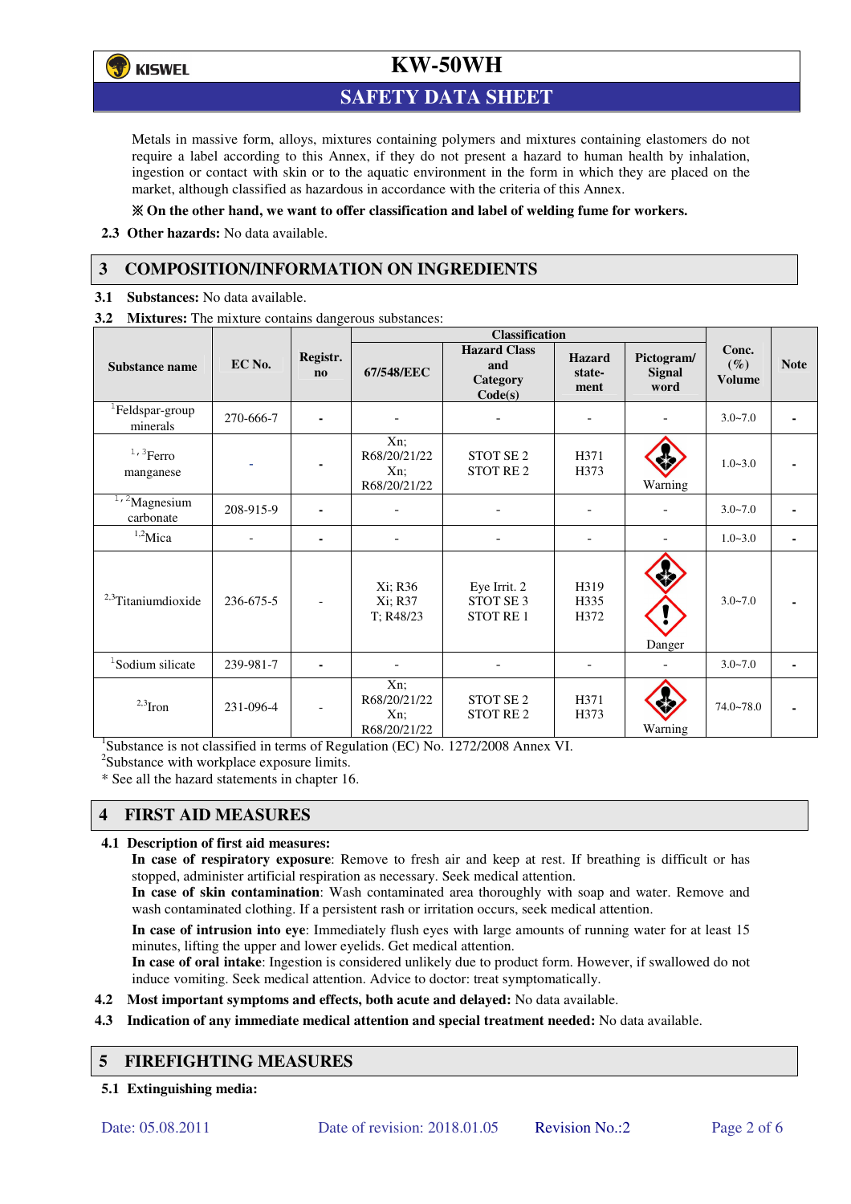Metals in massive form, alloys, mixtures containing polymers and mixtures containing elastomers do not require a label according to this Annex, if they do not present a hazard to human health by inhalation, ingestion or contact with skin or to the aquatic environment in the form in which they are placed on the market, although classified as hazardous in accordance with the criteria of this Annex.

**※ On the other hand, we want to offer classification and label of welding fume for workers.**

**2.3 Other hazards:** No data available.

## 3 COMPOSITION/INFORMATION ON INGREDIENTS

**3.1 Substances:** No data available.

**3.2 Mixtures:** The mixture contains dangerous substances:

| Substance name | EC No. | Registr. no | Classification | | | | Conc. (%) Volume | Note |
|---|---|---|---|---|---|---|---|---|
| | | | 67/548/EEC | Hazard Class and Category Code(s) | Hazard state-ment | Pictogram/ Signal word | | |
| [1]Feldspar-group minerals | 270-666-7 | - | - | - | - | - | 3.0~7.0 | - |
| [1,3]Ferro manganese | - | - | Xn; R68/20/21/22 Xn; R68/20/21/22 | STOT SE 2 STOT RE 2 | H371 H373 | Warning | 1.0~3.0 | - |
| [1,2]Magnesium carbonate | 208-915-9 | - | - | - | - | - | 3.0~7.0 | - |
| [1,2]Mica | - | - | - | - | - | - | 1.0~3.0 | - |
| [2,3]Titaniumdioxide | 236-675-5 | - | Xi; R36 Xi; R37 T; R48/23 | Eye Irrit. 2 STOT SE 3 STOT RE 1 | H319 H335 H372 | Danger | 3.0~7.0 | - |
| [1]Sodium silicate | 239-981-7 | - | - | - | - | - | 3.0~7.0 | - |
| [2,3]Iron | 231-096-4 | - | Xn; R68/20/21/22 Xn; R68/20/21/22 | STOT SE 2 STOT RE 2 | H371 H373 | Warning | 74.0~78.0 | - |

[1]Substance is not classified in terms of Regulation (EC) No. 1272/2008 Annex VI.
[2]Substance with workplace exposure limits.
\* See all the hazard statements in chapter 16.

## 4 FIRST AID MEASURES

**4.1 Description of first aid measures:**

**In case of respiratory exposure**: Remove to fresh air and keep at rest. If breathing is difficult or has stopped, administer artificial respiration as necessary. Seek medical attention.
**In case of skin contamination**: Wash contaminated area thoroughly with soap and water. Remove and wash contaminated clothing. If a persistent rash or irritation occurs, seek medical attention.

**In case of intrusion into eye**: Immediately flush eyes with large amounts of running water for at least 15 minutes, lifting the upper and lower eyelids. Get medical attention.
**In case of oral intake**: Ingestion is considered unlikely due to product form. However, if swallowed do not induce vomiting. Seek medical attention. Advice to doctor: treat symptomatically.

**4.2 Most important symptoms and effects, both acute and delayed:** No data available.

**4.3 Indication of any immediate medical attention and special treatment needed:** No data available.

## 5 FIREFIGHTING MEASURES

**5.1 Extinguishing media:**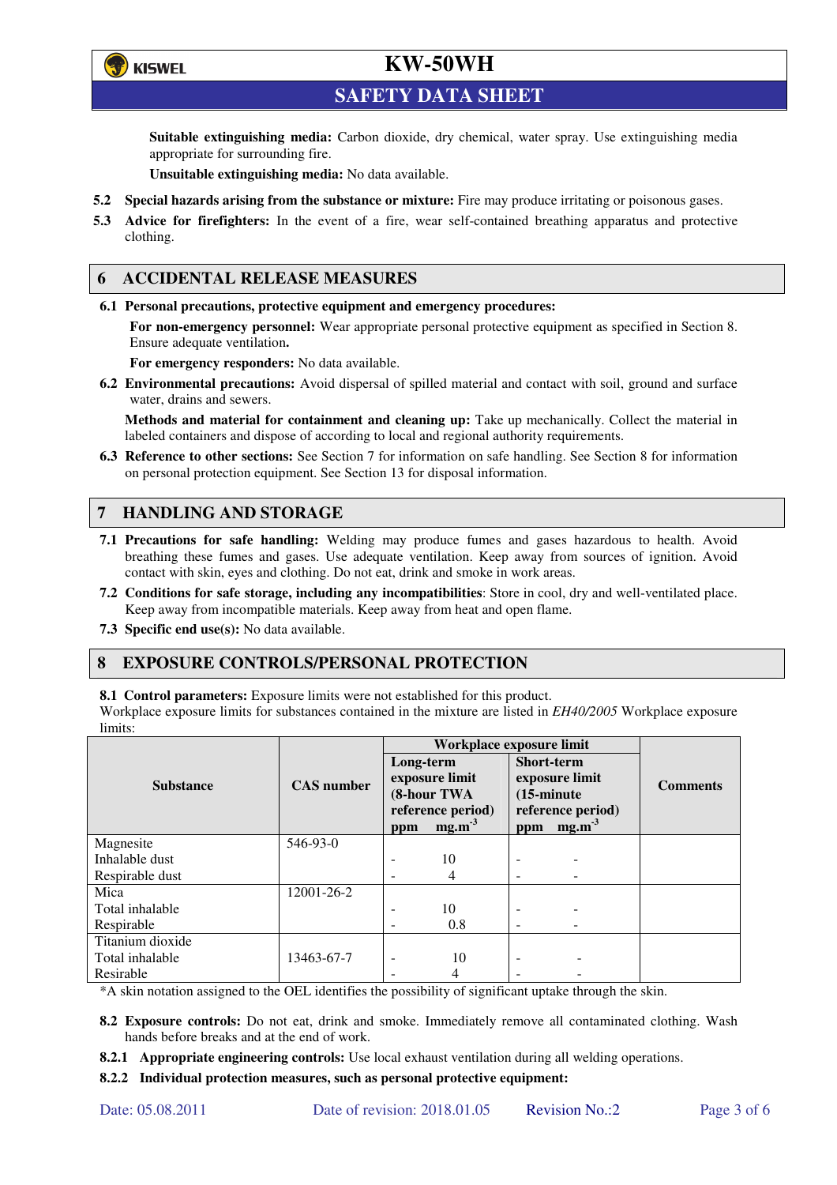**Suitable extinguishing media:** Carbon dioxide, dry chemical, water spray. Use extinguishing media appropriate for surrounding fire.

**Unsuitable extinguishing media:** No data available.

**5.2 Special hazards arising from the substance or mixture:** Fire may produce irritating or poisonous gases.

**5.3 Advice for firefighters:** In the event of a fire, wear self-contained breathing apparatus and protective clothing.

## 6 ACCIDENTAL RELEASE MEASURES

**6.1 Personal precautions, protective equipment and emergency procedures:**

**For non-emergency personnel:** Wear appropriate personal protective equipment as specified in Section 8. Ensure adequate ventilation**.**

**For emergency responders:** No data available.

**6.2 Environmental precautions:** Avoid dispersal of spilled material and contact with soil, ground and surface water, drains and sewers.

**Methods and material for containment and cleaning up:** Take up mechanically. Collect the material in labeled containers and dispose of according to local and regional authority requirements.

**6.3 Reference to other sections:** See Section 7 for information on safe handling. See Section 8 for information on personal protection equipment. See Section 13 for disposal information.

## 7 HANDLING AND STORAGE

**7.1 Precautions for safe handling:** Welding may produce fumes and gases hazardous to health. Avoid breathing these fumes and gases. Use adequate ventilation. Keep away from sources of ignition. Avoid contact with skin, eyes and clothing. Do not eat, drink and smoke in work areas.

**7.2 Conditions for safe storage, including any incompatibilities**: Store in cool, dry and well-ventilated place. Keep away from incompatible materials. Keep away from heat and open flame.

**7.3 Specific end use(s):** No data available.

## 8 EXPOSURE CONTROLS/PERSONAL PROTECTION

**8.1 Control parameters:** Exposure limits were not established for this product.

Workplace exposure limits for substances contained in the mixture are listed in *EH40/2005* Workplace exposure limits:

| Substance | CAS number | Workplace exposure limit | | | | Comments |
|---|---|---|---|---|---|---|
| | | Long-term exposure limit (8-hour TWA reference period) | | Short-term exposure limit (15-minute reference period) | | |
| | | ppm | $mg.m^{-3}$ | ppm | $mg.m^{-3}$ | |
| Magnesite | 546-93-0 | | | | | |
| Inhalable dust | | - | 10 | - | - | |
| Respirable dust | | - | 4 | - | - | |
| Mica | 12001-26-2 | | | | | |
| Total inhalable | | - | 10 | - | - | |
| Respirable | | - | 0.8 | - | - | |
| Titanium dioxide | | | | | | |
| Total inhalable | 13463-67-7 | - | 10 | - | - | |
| Resirable | | - | 4 | - | - | |

*A skin notation assigned to the OEL identifies the possibility of significant uptake through the skin.

**8.2 Exposure controls:** Do not eat, drink and smoke. Immediately remove all contaminated clothing. Wash hands before breaks and at the end of work.

**8.2.1 Appropriate engineering controls:** Use local exhaust ventilation during all welding operations.

**8.2.2 Individual protection measures, such as personal protective equipment:**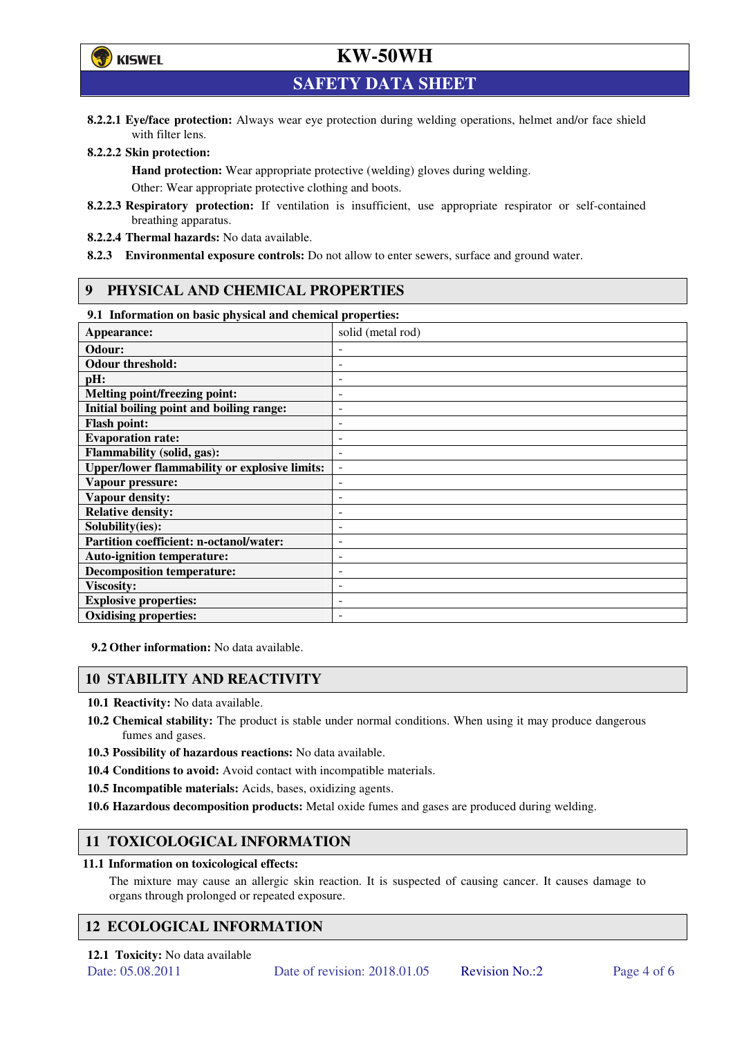**8.2.2.1 Eye/face protection:** Always wear eye protection during welding operations, helmet and/or face shield with filter lens.

**8.2.2.2 Skin protection:**

**Hand protection:** Wear appropriate protective (welding) gloves during welding.

Other: Wear appropriate protective clothing and boots.

**8.2.2.3 Respiratory protection:** If ventilation is insufficient, use appropriate respirator or self-contained breathing apparatus.

**8.2.2.4 Thermal hazards:** No data available.

**8.2.3 Environmental exposure controls:** Do not allow to enter sewers, surface and ground water.

## 9 PHYSICAL AND CHEMICAL PROPERTIES

**9.1 Information on basic physical and chemical properties:**

| | |
|---|---|
| **Appearance:** | solid (metal rod) |
| **Odour:** | - |
| **Odour threshold:** | - |
| **pH:** | - |
| **Melting point/freezing point:** | - |
| **Initial boiling point and boiling range:** | - |
| **Flash point:** | - |
| **Evaporation rate:** | - |
| **Flammability (solid, gas):** | - |
| **Upper/lower flammability or explosive limits:** | - |
| **Vapour pressure:** | - |
| **Vapour density:** | - |
| **Relative density:** | - |
| **Solubility(ies):** | - |
| **Partition coefficient: n-octanol/water:** | - |
| **Auto-ignition temperature:** | - |
| **Decomposition temperature:** | - |
| **Viscosity:** | - |
| **Explosive properties:** | - |
| **Oxidising properties:** | - |

**9.2 Other information:** No data available.

## 10 STABILITY AND REACTIVITY

**10.1 Reactivity:** No data available.

**10.2 Chemical stability:** The product is stable under normal conditions. When using it may produce dangerous fumes and gases.

**10.3 Possibility of hazardous reactions:** No data available.

**10.4 Conditions to avoid:** Avoid contact with incompatible materials.

**10.5 Incompatible materials:** Acids, bases, oxidizing agents.

**10.6 Hazardous decomposition products:** Metal oxide fumes and gases are produced during welding.

## 11 TOXICOLOGICAL INFORMATION

**11.1 Information on toxicological effects:**

The mixture may cause an allergic skin reaction. It is suspected of causing cancer. It causes damage to organs through prolonged or repeated exposure.

## 12 ECOLOGICAL INFORMATION

**12.1 Toxicity:** No data available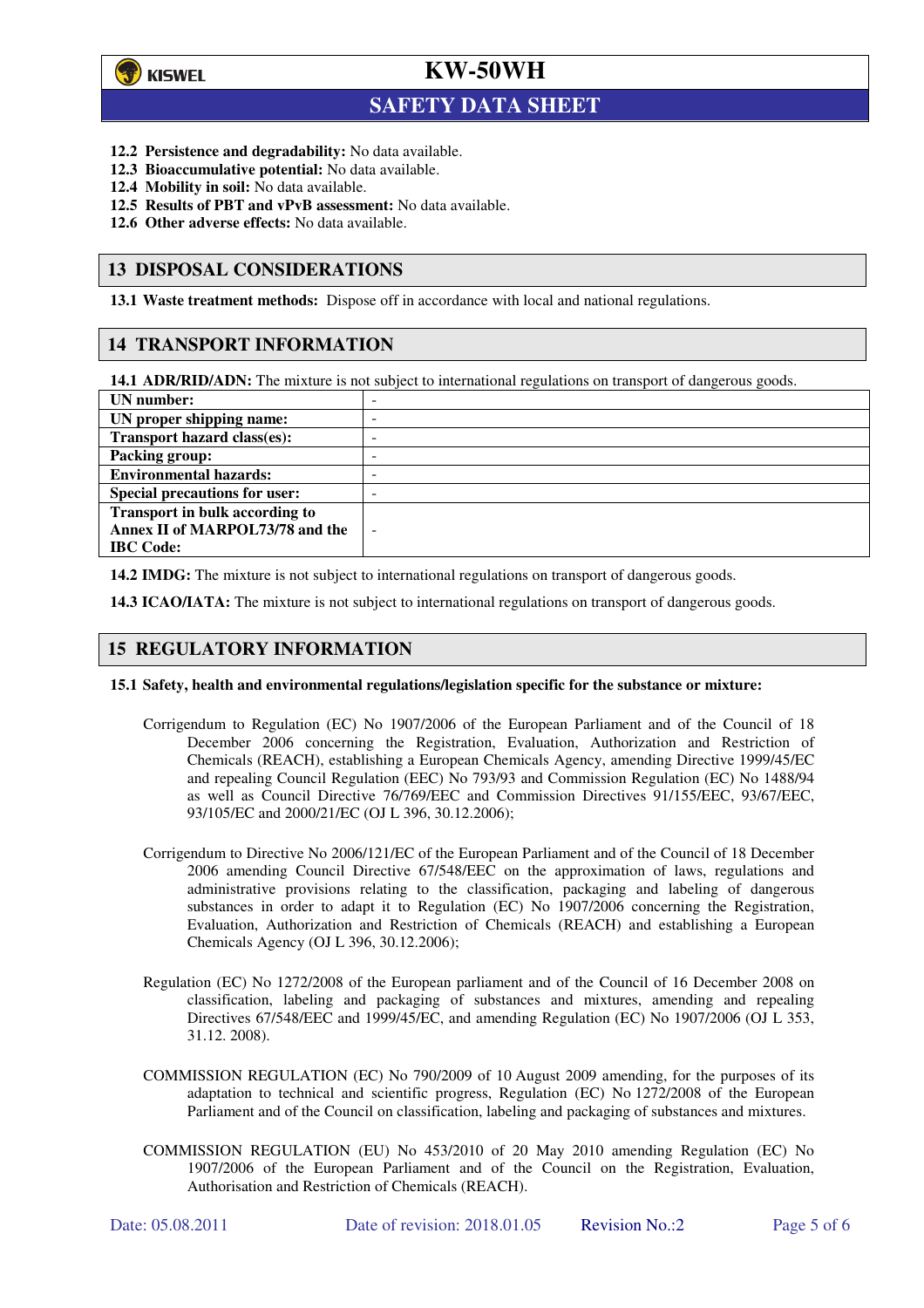**12.2 Persistence and degradability:** No data available.
**12.3 Bioaccumulative potential:** No data available.
**12.4 Mobility in soil:** No data available.
**12.5 Results of PBT and vPvB assessment:** No data available.
**12.6 Other adverse effects:** No data available.

## 13 DISPOSAL CONSIDERATIONS

**13.1 Waste treatment methods:** Dispose off in accordance with local and national regulations.

## 14 TRANSPORT INFORMATION

**14.1 ADR/RID/ADN:** The mixture is not subject to international regulations on transport of dangerous goods.

| | |
|---|---|
| **UN number:** | - |
| **UN proper shipping name:** | - |
| **Transport hazard class(es):** | - |
| **Packing group:** | - |
| **Environmental hazards:** | - |
| **Special precautions for user:** | - |
| **Transport in bulk according to Annex II of MARPOL73/78 and the IBC Code:** | - |

**14.2 IMDG:** The mixture is not subject to international regulations on transport of dangerous goods.

**14.3 ICAO/IATA:** The mixture is not subject to international regulations on transport of dangerous goods.

## 15 REGULATORY INFORMATION

**15.1 Safety, health and environmental regulations/legislation specific for the substance or mixture:**

Corrigendum to Regulation (EC) No 1907/2006 of the European Parliament and of the Council of 18 December 2006 concerning the Registration, Evaluation, Authorization and Restriction of Chemicals (REACH), establishing a European Chemicals Agency, amending Directive 1999/45/EC and repealing Council Regulation (EEC) No 793/93 and Commission Regulation (EC) No 1488/94 as well as Council Directive 76/769/EEC and Commission Directives 91/155/EEC, 93/67/EEC, 93/105/EC and 2000/21/EC (OJ L 396, 30.12.2006);

Corrigendum to Directive No 2006/121/EC of the European Parliament and of the Council of 18 December 2006 amending Council Directive 67/548/EEC on the approximation of laws, regulations and administrative provisions relating to the classification, packaging and labeling of dangerous substances in order to adapt it to Regulation (EC) No 1907/2006 concerning the Registration, Evaluation, Authorization and Restriction of Chemicals (REACH) and establishing a European Chemicals Agency (OJ L 396, 30.12.2006);

Regulation (EC) No 1272/2008 of the European parliament and of the Council of 16 December 2008 on classification, labeling and packaging of substances and mixtures, amending and repealing Directives 67/548/EEC and 1999/45/EC, and amending Regulation (EC) No 1907/2006 (OJ L 353, 31.12. 2008).

COMMISSION REGULATION (EC) No 790/2009 of 10 August 2009 amending, for the purposes of its adaptation to technical and scientific progress, Regulation (EC) No 1272/2008 of the European Parliament and of the Council on classification, labeling and packaging of substances and mixtures.

COMMISSION REGULATION (EU) No 453/2010 of 20 May 2010 amending Regulation (EC) No 1907/2006 of the European Parliament and of the Council on the Registration, Evaluation, Authorisation and Restriction of Chemicals (REACH).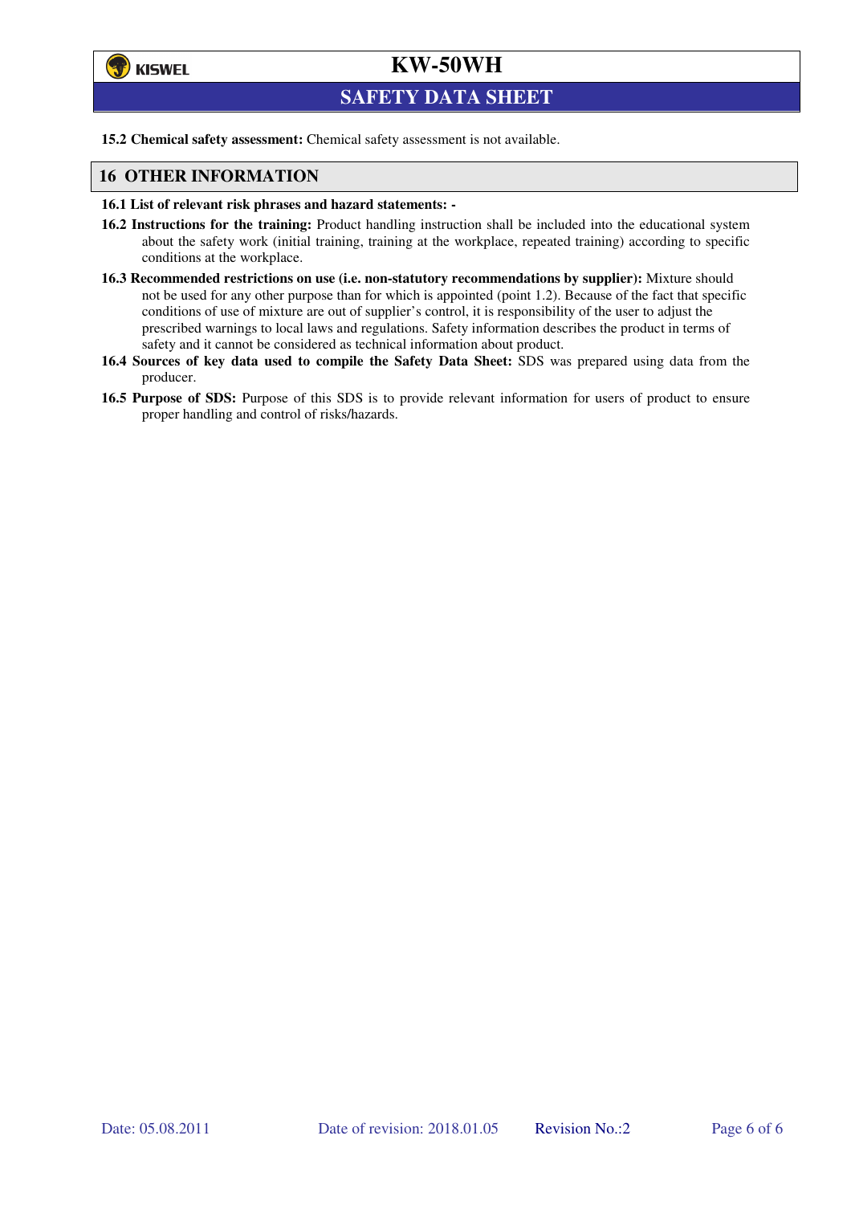**15.2 Chemical safety assessment:** Chemical safety assessment is not available.

## 16 OTHER INFORMATION

**16.1 List of relevant risk phrases and hazard statements: -**

**16.2 Instructions for the training:** Product handling instruction shall be included into the educational system about the safety work (initial training, training at the workplace, repeated training) according to specific conditions at the workplace.

**16.3 Recommended restrictions on use (i.e. non-statutory recommendations by supplier):** Mixture should not be used for any other purpose than for which is appointed (point 1.2). Because of the fact that specific conditions of use of mixture are out of supplier's control, it is responsibility of the user to adjust the prescribed warnings to local laws and regulations. Safety information describes the product in terms of safety and it cannot be considered as technical information about product.

**16.4 Sources of key data used to compile the Safety Data Sheet:** SDS was prepared using data from the producer.

**16.5 Purpose of SDS:** Purpose of this SDS is to provide relevant information for users of product to ensure proper handling and control of risks/hazards.

Date: 05.08.2011 Date of revision: 2018.01.05 Revision No.:2